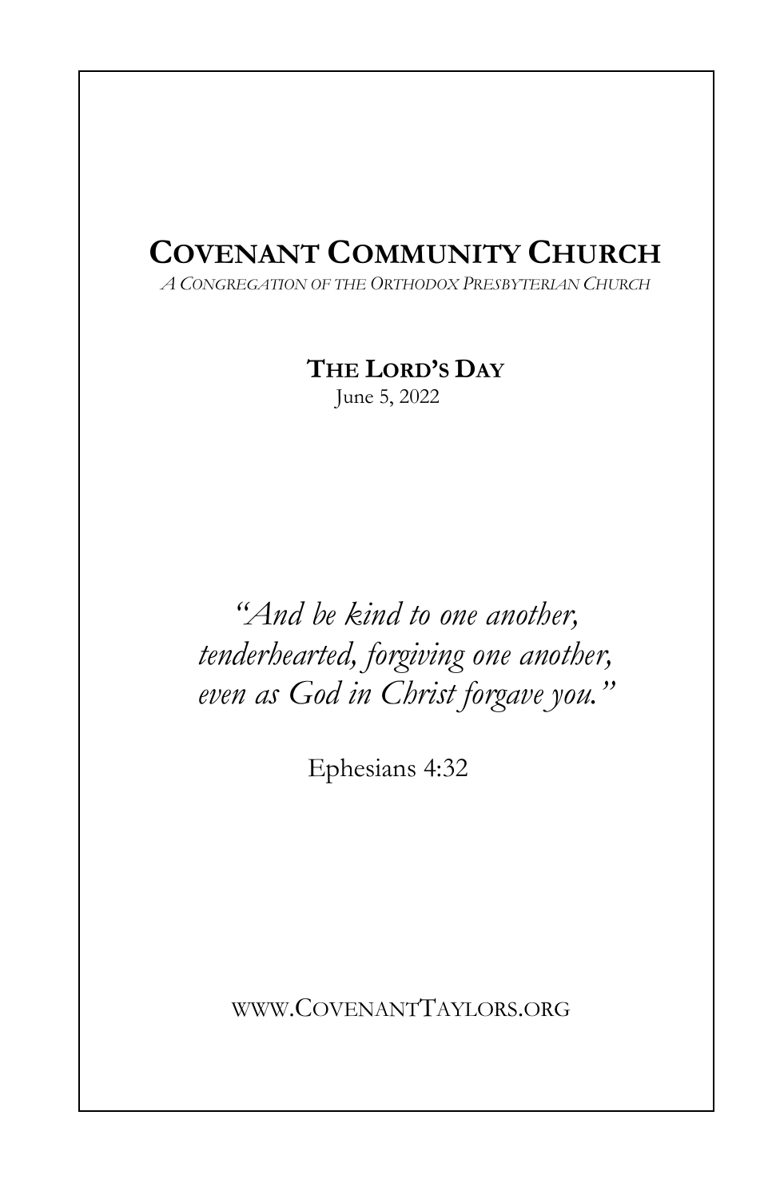# Covenant Community Church

*A Congregation of the Orthodox Presbyterian Church*

## The Lord's Day

June 5, 2022

*"And be kind to one another, tenderhearted, forgiving one another, even as God in Christ forgave you."*

Ephesians 4:32

www.CovenantTaylors.org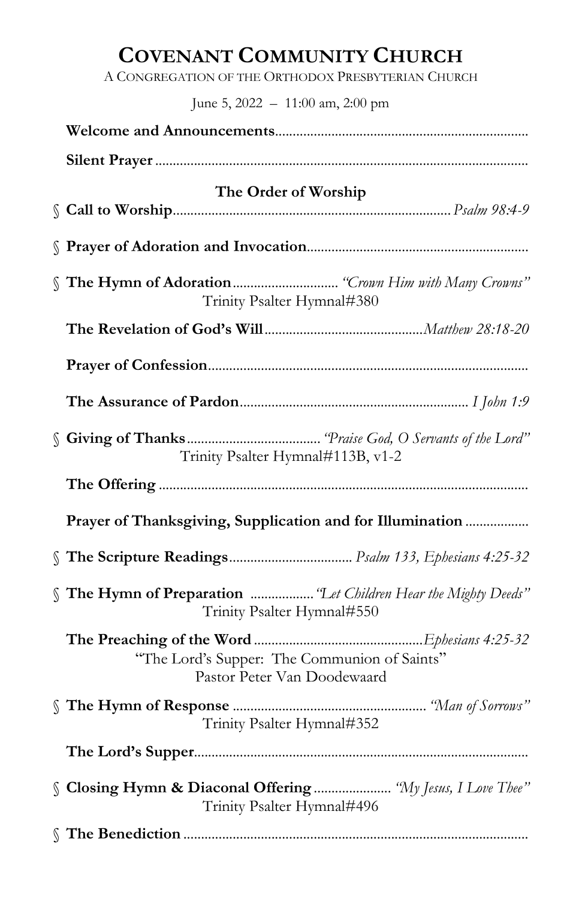# COVENANT COMMUNITY CHURCH

A CONGREGATION OF THE ORTHODOX PRESBYTERIAN CHURCH

June 5, 2022 – 11:00 am, 2:00 pm

**Welcome and Announcements**

**Silent Prayer**

## The Order of Worship

§ **Call to Worship** ... *Psalm 98:4-9*

§ **Prayer of Adoration and Invocation**

§ **The Hymn of Adoration** ... *"Crown Him with Many Crowns"*
Trinity Psalter Hymnal#380

**The Revelation of God's Will** ... *Matthew 28:18-20*

**Prayer of Confession**

**The Assurance of Pardon** ... *I John 1:9*

§ **Giving of Thanks** ... *"Praise God, O Servants of the Lord"*
Trinity Psalter Hymnal#113B, v1-2

**The Offering**

**Prayer of Thanksgiving, Supplication and for Illumination**

§ **The Scripture Readings** ... *Psalm 133, Ephesians 4:25-32*

§ **The Hymn of Preparation** ... *"Let Children Hear the Mighty Deeds"*
Trinity Psalter Hymnal#550

**The Preaching of the Word** ... *Ephesians 4:25-32*
"The Lord's Supper: The Communion of Saints"
Pastor Peter Van Doodewaard

§ **The Hymn of Response** ... *"Man of Sorrows"*
Trinity Psalter Hymnal#352

**The Lord's Supper**

§ **Closing Hymn & Diaconal Offering** ... *"My Jesus, I Love Thee"*
Trinity Psalter Hymnal#496

§ **The Benediction**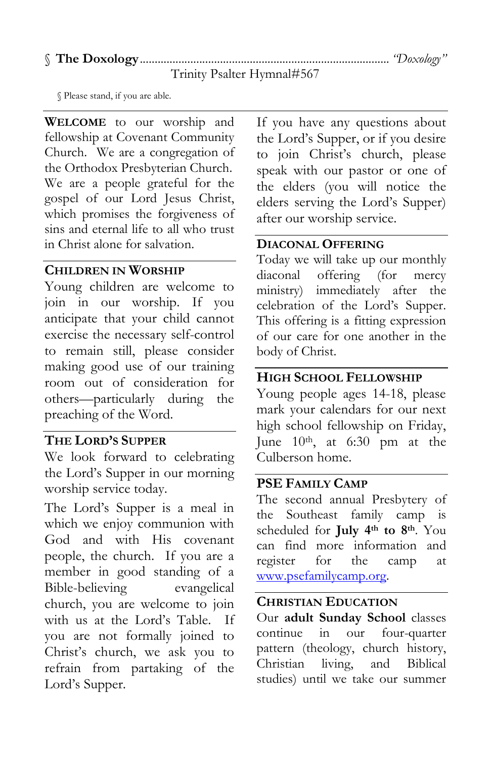§ **The Doxology** ........................................................................ *"Doxology"*
Trinity Psalter Hymnal#567

§ Please stand, if you are able.

**WELCOME** to our worship and fellowship at Covenant Community Church. We are a congregation of the Orthodox Presbyterian Church. We are a people grateful for the gospel of our Lord Jesus Christ, which promises the forgiveness of sins and eternal life to all who trust in Christ alone for salvation.

### CHILDREN IN WORSHIP

Young children are welcome to join in our worship. If you anticipate that your child cannot exercise the necessary self-control to remain still, please consider making good use of our training room out of consideration for others—particularly during the preaching of the Word.

### THE LORD'S SUPPER

We look forward to celebrating the Lord's Supper in our morning worship service today.

The Lord's Supper is a meal in which we enjoy communion with God and with His covenant people, the church. If you are a member in good standing of a Bible-believing evangelical church, you are welcome to join with us at the Lord's Table. If you are not formally joined to Christ's church, we ask you to refrain from partaking of the Lord's Supper.

If you have any questions about the Lord's Supper, or if you desire to join Christ's church, please speak with our pastor or one of the elders (you will notice the elders serving the Lord's Supper) after our worship service.

### DIACONAL OFFERING

Today we will take up our monthly diaconal offering (for mercy ministry) immediately after the celebration of the Lord's Supper. This offering is a fitting expression of our care for one another in the body of Christ.

### HIGH SCHOOL FELLOWSHIP

Young people ages 14-18, please mark your calendars for our next high school fellowship on Friday, June 10th, at 6:30 pm at the Culberson home.

### PSE FAMILY CAMP

The second annual Presbytery of the Southeast family camp is scheduled for **July 4th to 8th**. You can find more information and register for the camp at www.psefamilycamp.org.

### CHRISTIAN EDUCATION

Our **adult Sunday School** classes continue in our four-quarter pattern (theology, church history, Christian living, and Biblical studies) until we take our summer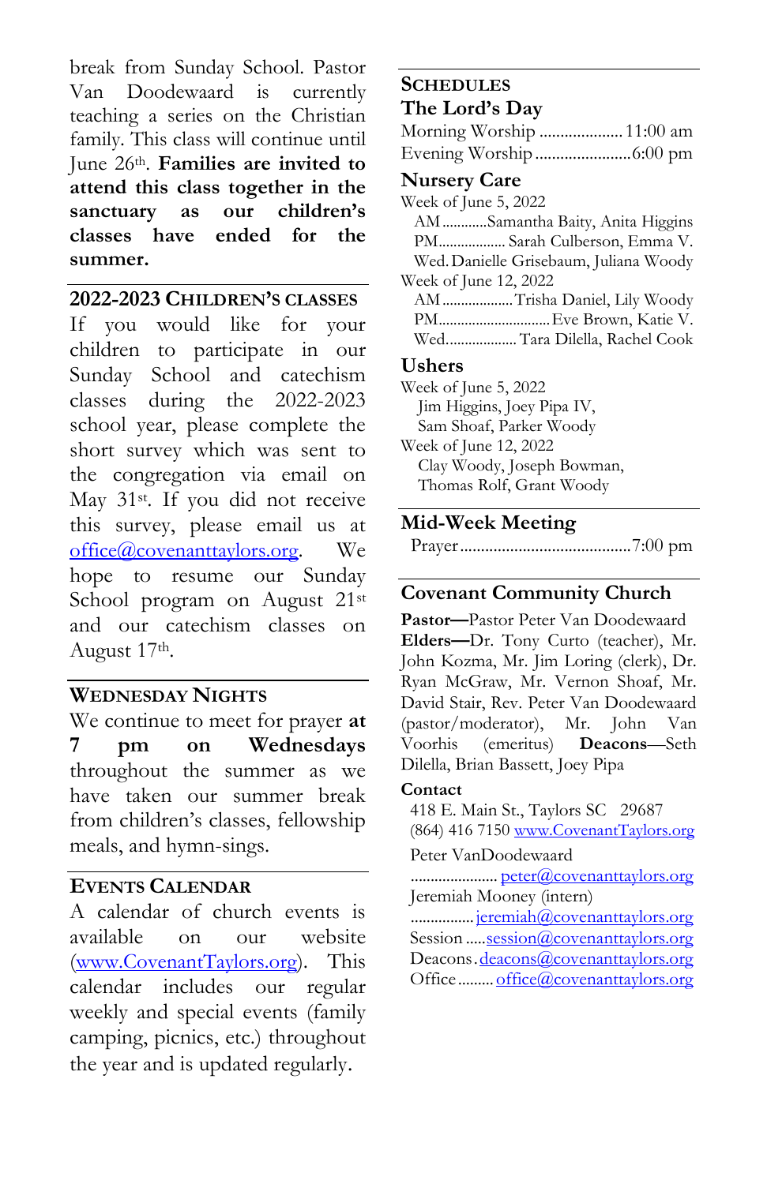break from Sunday School. Pastor Van Doodewaard is currently teaching a series on the Christian family. This class will continue until June 26th. **Families are invited to attend this class together in the sanctuary as our children's classes have ended for the summer.**

## 2022-2023 Children's Classes

If you would like for your children to participate in our Sunday School and catechism classes during the 2022-2023 school year, please complete the short survey which was sent to the congregation via email on May 31st. If you did not receive this survey, please email us at office@covenanttaylors.org. We hope to resume our Sunday School program on August 21st and our catechism classes on August 17th.

## Wednesday Nights

We continue to meet for prayer **at 7 pm on Wednesdays** throughout the summer as we have taken our summer break from children's classes, fellowship meals, and hymn-sings.

## Events Calendar

A calendar of church events is available on our website (www.CovenantTaylors.org). This calendar includes our regular weekly and special events (family camping, picnics, etc.) throughout the year and is updated regularly.

## Schedules

### The Lord's Day

Morning Worship .................... 11:00 am
Evening Worship ....................... 6:00 pm

### Nursery Care

Week of June 5, 2022
- AM ............ Samantha Baity, Anita Higgins
- PM ................. Sarah Culberson, Emma V.
- Wed. Danielle Grisebaum, Juliana Woody

Week of June 12, 2022
- AM .................. Trisha Daniel, Lily Woody
- PM ............................ Eve Brown, Katie V.
- Wed. ................. Tara Dilella, Rachel Cook

### Ushers

Week of June 5, 2022
- Jim Higgins, Joey Pipa IV, Sam Shoaf, Parker Woody

Week of June 12, 2022
- Clay Woody, Joseph Bowman, Thomas Rolf, Grant Woody

### Mid-Week Meeting

Prayer ........................................ 7:00 pm

## Covenant Community Church

**Pastor—**Pastor Peter Van Doodewaard
**Elders—**Dr. Tony Curto (teacher), Mr. John Kozma, Mr. Jim Loring (clerk), Dr. Ryan McGraw, Mr. Vernon Shoaf, Mr. David Stair, Rev. Peter Van Doodewaard (pastor/moderator), Mr. John Van Voorhis (emeritus) **Deacons**—Seth Dilella, Brian Bassett, Joey Pipa

**Contact**

418 E. Main St., Taylors SC 29687
(864) 416 7150 www.CovenantTaylors.org

Peter VanDoodewaard
..................... peter@covenanttaylors.org
Jeremiah Mooney (intern)
................ jeremiah@covenanttaylors.org
Session ..... session@covenanttaylors.org
Deacons . deacons@covenanttaylors.org
Office ......... office@covenanttaylors.org